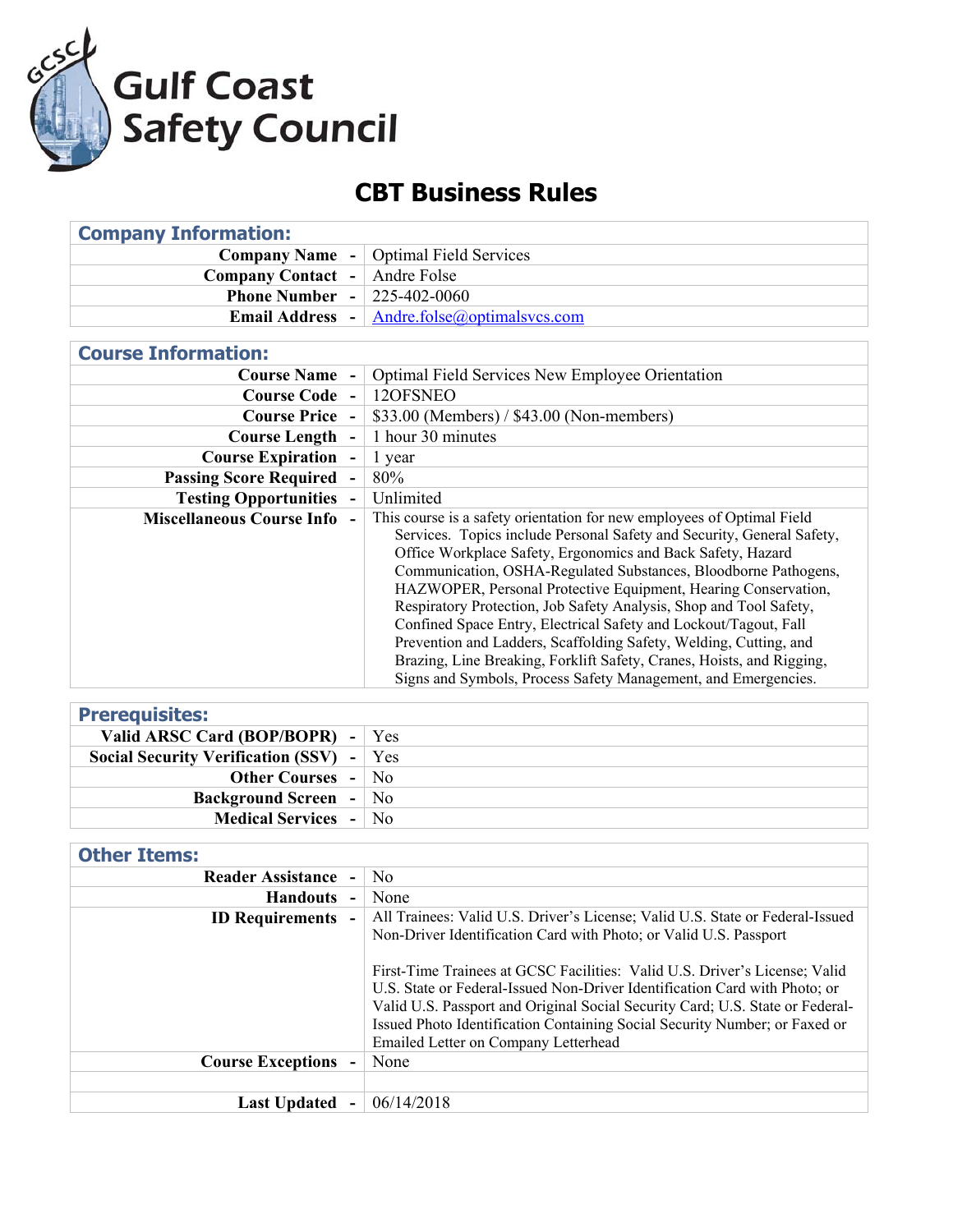# Gulf Coast Safety Council

## CBT Business Rules

| Company Information: | |
|---|---|
| **Company Name** - | Optimal Field Services |
| **Company Contact** - | Andre Folse |
| **Phone Number** - | 225-402-0060 |
| **Email Address** - | Andre.folse@optimalsvcs.com |

| Course Information: | |
|---|---|
| **Course Name** - | Optimal Field Services New Employee Orientation |
| **Course Code** - | 12OFSNEO |
| **Course Price** - | $33.00 (Members) / $43.00 (Non-members) |
| **Course Length** - | 1 hour 30 minutes |
| **Course Expiration** - | 1 year |
| **Passing Score Required** - | 80% |
| **Testing Opportunities** - | Unlimited |
| **Miscellaneous Course Info** - | This course is a safety orientation for new employees of Optimal Field Services. Topics include Personal Safety and Security, General Safety, Office Workplace Safety, Ergonomics and Back Safety, Hazard Communication, OSHA-Regulated Substances, Bloodborne Pathogens, HAZWOPER, Personal Protective Equipment, Hearing Conservation, Respiratory Protection, Job Safety Analysis, Shop and Tool Safety, Confined Space Entry, Electrical Safety and Lockout/Tagout, Fall Prevention and Ladders, Scaffolding Safety, Welding, Cutting, and Brazing, Line Breaking, Forklift Safety, Cranes, Hoists, and Rigging, Signs and Symbols, Process Safety Management, and Emergencies. |

| Prerequisites: | |
|---|---|
| **Valid ARSC Card (BOP/BOPR)** - | Yes |
| **Social Security Verification (SSV)** - | Yes |
| **Other Courses** - | No |
| **Background Screen** - | No |
| **Medical Services** - | No |

| Other Items: | |
|---|---|
| **Reader Assistance** - | No |
| **Handouts** - | None |
| **ID Requirements** - | All Trainees: Valid U.S. Driver's License; Valid U.S. State or Federal-Issued Non-Driver Identification Card with Photo; or Valid U.S. Passport<br><br>First-Time Trainees at GCSC Facilities: Valid U.S. Driver's License; Valid U.S. State or Federal-Issued Non-Driver Identification Card with Photo; or Valid U.S. Passport and Original Social Security Card; U.S. State or Federal-Issued Photo Identification Containing Social Security Number; or Faxed or Emailed Letter on Company Letterhead |
| **Course Exceptions** - | None |
| | |
| **Last Updated** - | 06/14/2018 |